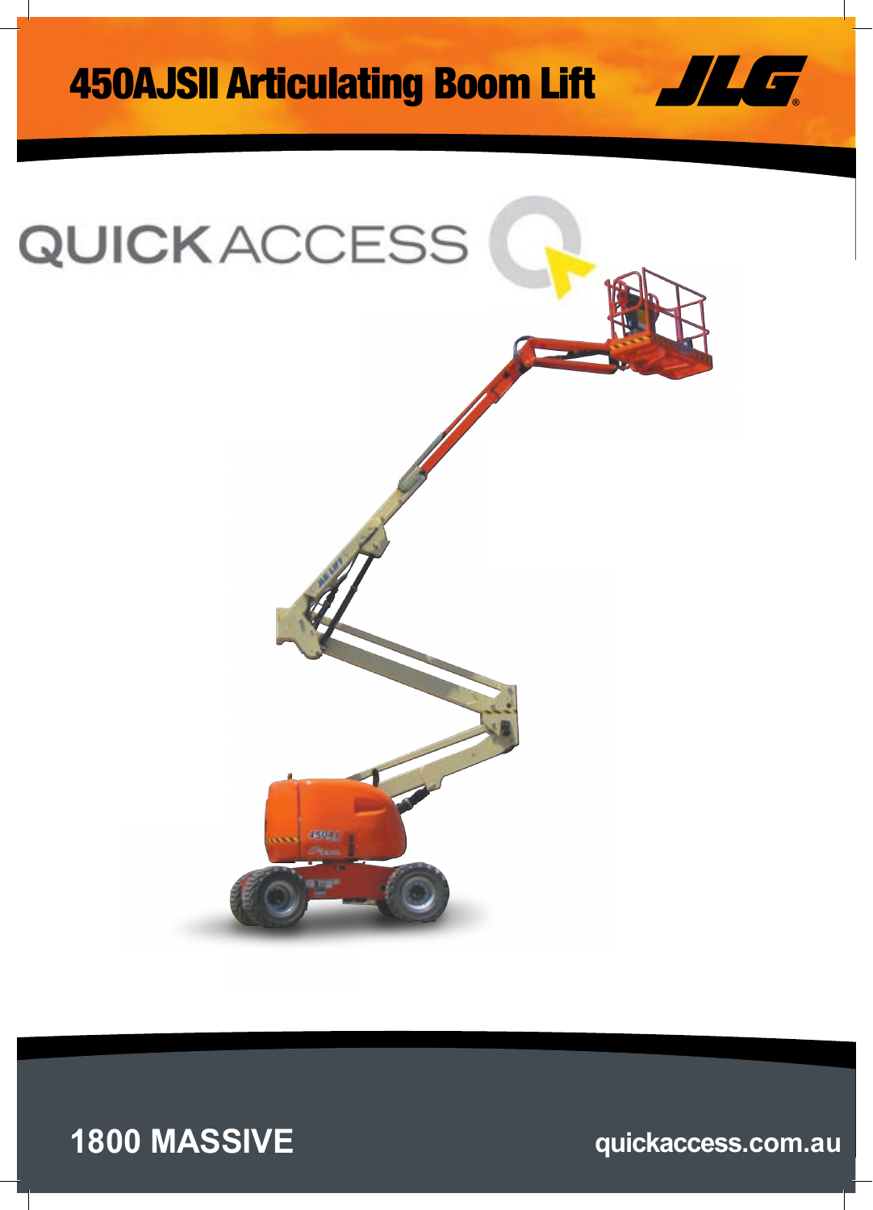# 450AJSII Articulating Boom Lift

JLG

QUICKACCESS

1800 MASSIVE

quickaccess.com.au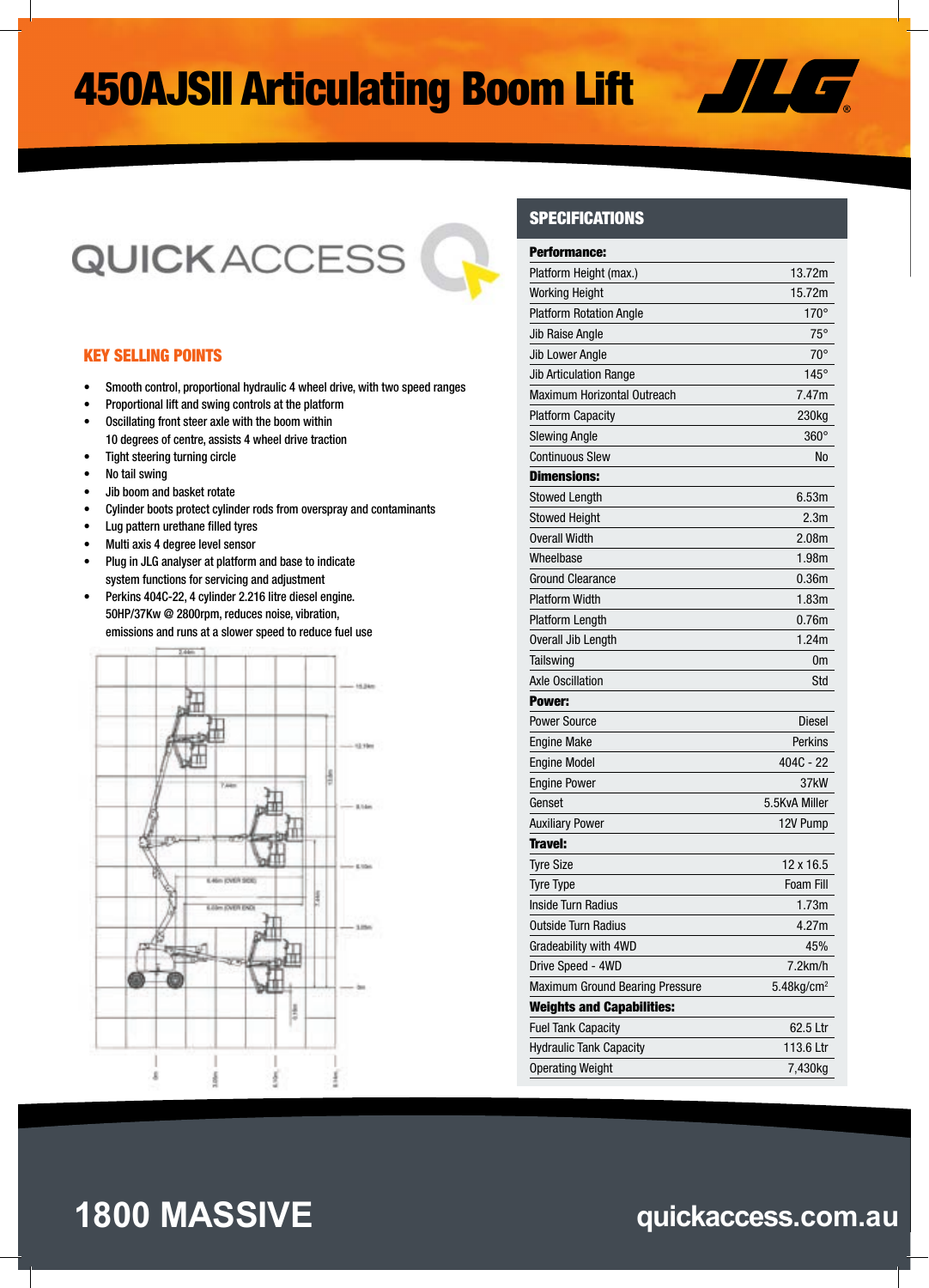# 450AJSII Articulating Boom Lift

QUICKACCESS

## KEY SELLING POINTS

- Smooth control, proportional hydraulic 4 wheel drive, with two speed ranges
- Proportional lift and swing controls at the platform
- Oscillating front steer axle with the boom within 10 degrees of centre, assists 4 wheel drive traction
- Tight steering turning circle
- No tail swing
- Jib boom and basket rotate
- Cylinder boots protect cylinder rods from overspray and contaminants
- Lug pattern urethane filled tyres
- Multi axis 4 degree level sensor
- Plug in JLG analyser at platform and base to indicate system functions for servicing and adjustment
- Perkins 404C-22, 4 cylinder 2.216 litre diesel engine. 50HP/37Kw @ 2800rpm, reduces noise, vibration, emissions and runs at a slower speed to reduce fuel use

## SPECIFICATIONS

| | |
|---|---|
| **Performance:** | |
| Platform Height (max.) | 13.72m |
| Working Height | 15.72m |
| Platform Rotation Angle | 170° |
| Jib Raise Angle | 75° |
| Jib Lower Angle | 70° |
| Jib Articulation Range | 145° |
| Maximum Horizontal Outreach | 7.47m |
| Platform Capacity | 230kg |
| Slewing Angle | 360° |
| Continuous Slew | No |
| **Dimensions:** | |
| Stowed Length | 6.53m |
| Stowed Height | 2.3m |
| Overall Width | 2.08m |
| Wheelbase | 1.98m |
| Ground Clearance | 0.36m |
| Platform Width | 1.83m |
| Platform Length | 0.76m |
| Overall Jib Length | 1.24m |
| Tailswing | 0m |
| Axle Oscillation | Std |
| **Power:** | |
| Power Source | Diesel |
| Engine Make | Perkins |
| Engine Model | 404C - 22 |
| Engine Power | 37kW |
| Genset | 5.5KvA Miller |
| Auxiliary Power | 12V Pump |
| **Travel:** | |
| Tyre Size | 12 x 16.5 |
| Tyre Type | Foam Fill |
| Inside Turn Radius | 1.73m |
| Outside Turn Radius | 4.27m |
| Gradeability with 4WD | 45% |
| Drive Speed - 4WD | 7.2km/h |
| Maximum Ground Bearing Pressure | 5.48kg/cm$^2$ |
| **Weights and Capabilities:** | |
| Fuel Tank Capacity | 62.5 Ltr |
| Hydraulic Tank Capacity | 113.6 Ltr |
| Operating Weight | 7,430kg |

1800 MASSIVE

quickaccess.com.au